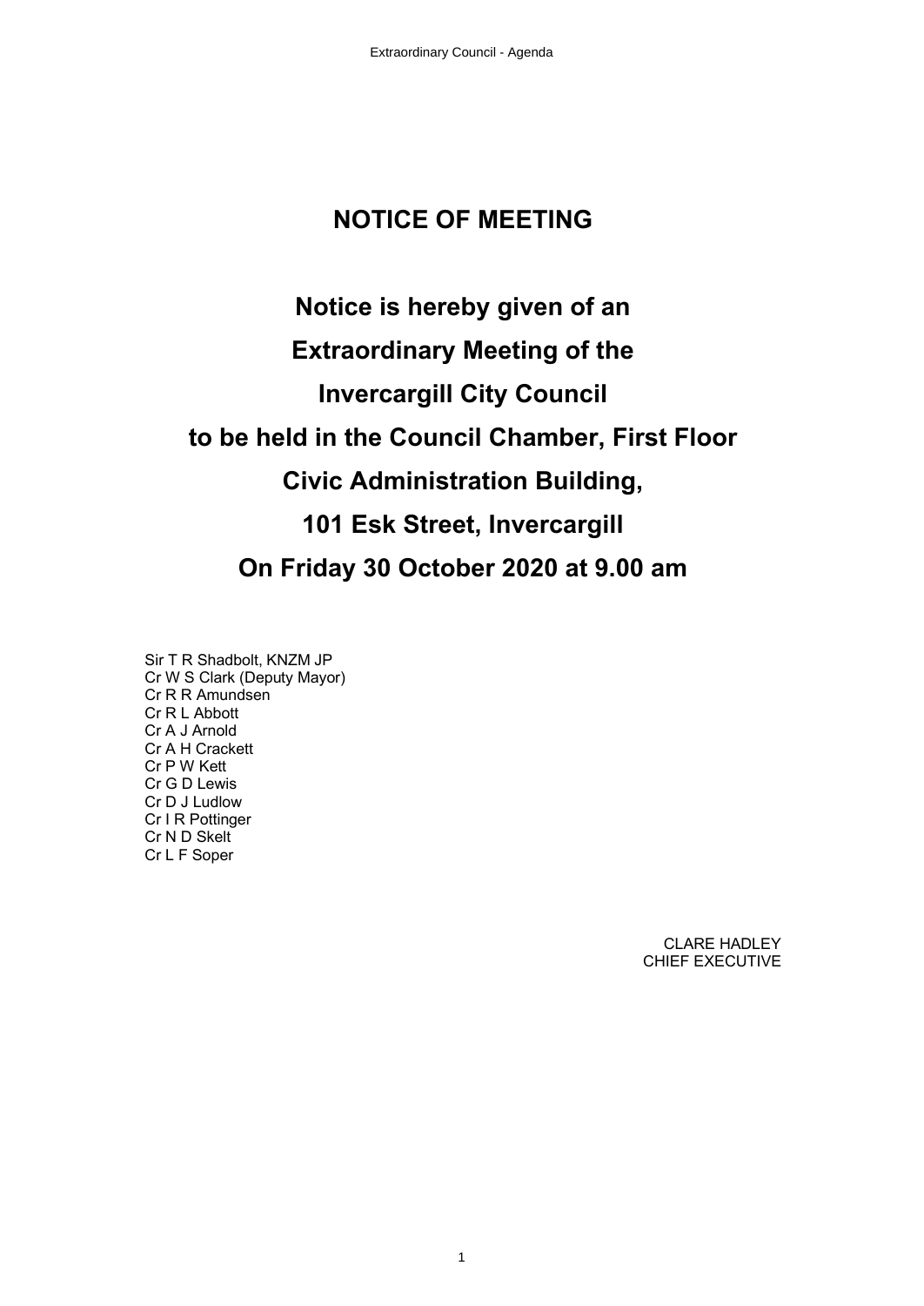# NOTICE OF MEETING

## Notice is hereby given of an

## Extraordinary Meeting of the

## Invercargill City Council

## to be held in the Council Chamber, First Floor

## Civic Administration Building,

## 101 Esk Street, Invercargill

## On Friday 30 October 2020 at 9.00 am

Sir T R Shadbolt, KNZM JP
Cr W S Clark (Deputy Mayor)
Cr R R Amundsen
Cr R L Abbott
Cr A J Arnold
Cr A H Crackett
Cr P W Kett
Cr G D Lewis
Cr D J Ludlow
Cr I R Pottinger
Cr N D Skelt
Cr L F Soper

CLARE HADLEY
CHIEF EXECUTIVE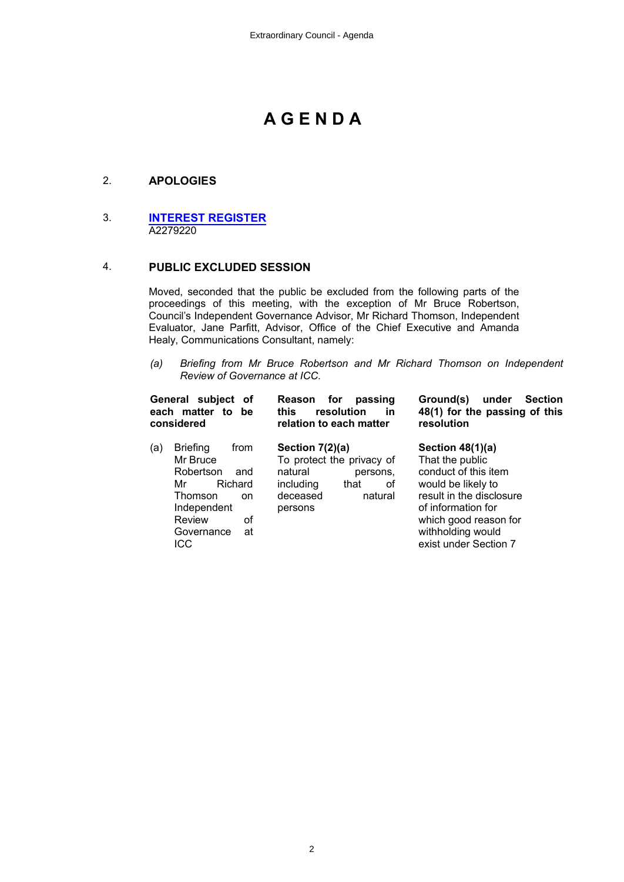# AGENDA

2. **APOLOGIES**

3. **INTEREST REGISTER**
   A2279220

4. **PUBLIC EXCLUDED SESSION**

Moved, seconded that the public be excluded from the following parts of the proceedings of this meeting, with the exception of Mr Bruce Robertson, Council's Independent Governance Advisor, Mr Richard Thomson, Independent Evaluator, Jane Parfitt, Advisor, Office of the Chief Executive and Amanda Healy, Communications Consultant, namely:

*(a) Briefing from Mr Bruce Robertson and Mr Richard Thomson on Independent Review of Governance at ICC.*

| General subject of each matter to be considered | Reason for passing this resolution in relation to each matter | Ground(s) under Section 48(1) for the passing of this resolution |
|---|---|---|
| (a) Briefing from Mr Bruce Robertson and Mr Richard Thomson on Independent Review of Governance at ICC | **Section 7(2)(a)** To protect the privacy of natural persons, including that of deceased natural persons | **Section 48(1)(a)** That the public conduct of this item would be likely to result in the disclosure of information for which good reason for withholding would exist under Section 7 |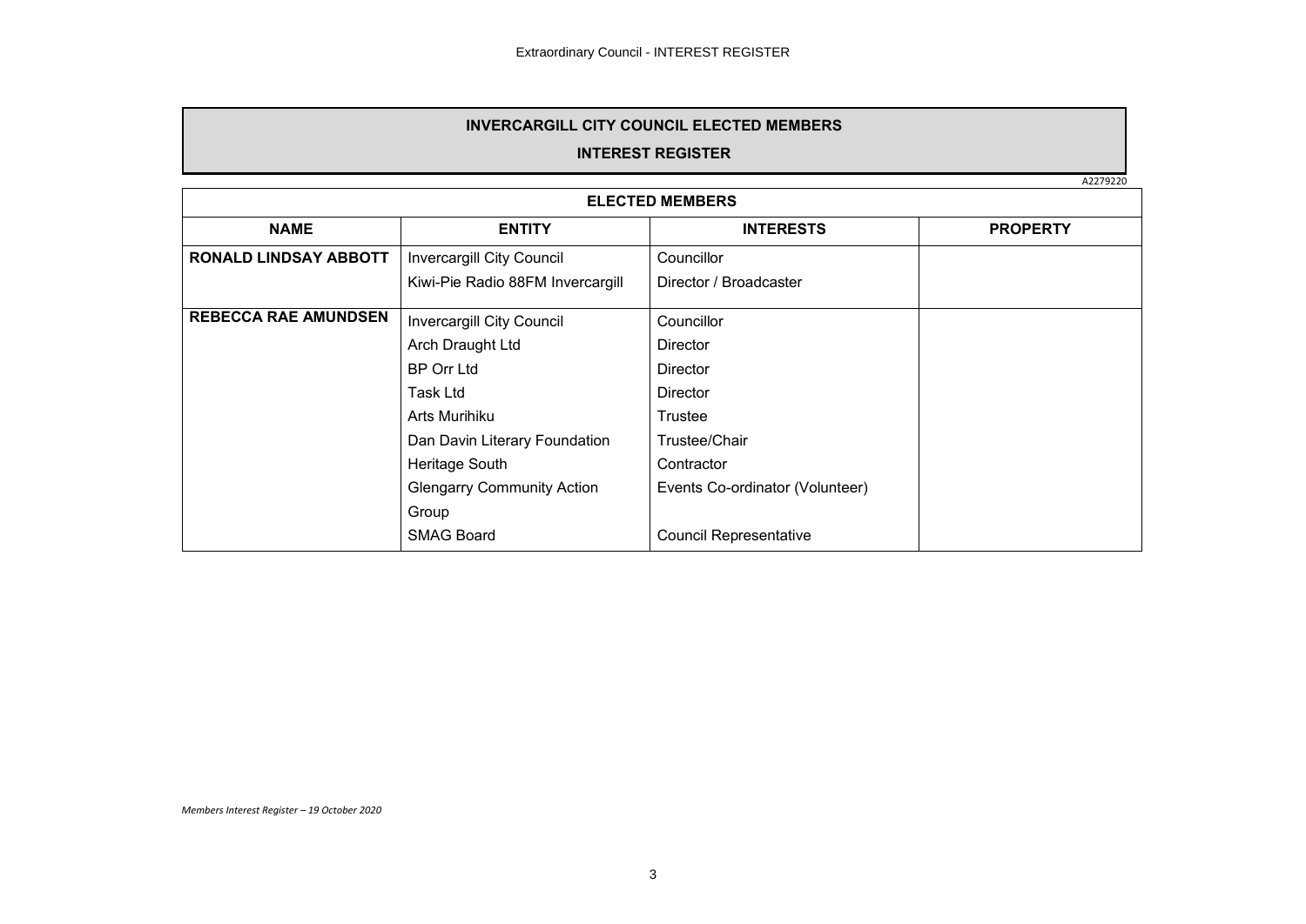# INVERCARGILL CITY COUNCIL ELECTED MEMBERS

## INTEREST REGISTER

A2279220

| ELECTED MEMBERS | | | |
|---|---|---|---|
| **NAME** | **ENTITY** | **INTERESTS** | **PROPERTY** |
| **RONALD LINDSAY ABBOTT** | Invercargill City Council | Councillor | |
| | Kiwi-Pie Radio 88FM Invercargill | Director / Broadcaster | |
| **REBECCA RAE AMUNDSEN** | Invercargill City Council | Councillor | |
| | Arch Draught Ltd | Director | |
| | BP Orr Ltd | Director | |
| | Task Ltd | Director | |
| | Arts Murihiku | Trustee | |
| | Dan Davin Literary Foundation | Trustee/Chair | |
| | Heritage South | Contractor | |
| | Glengarry Community Action Group | Events Co-ordinator (Volunteer) | |
| | SMAG Board | Council Representative | |

*Members Interest Register – 19 October 2020*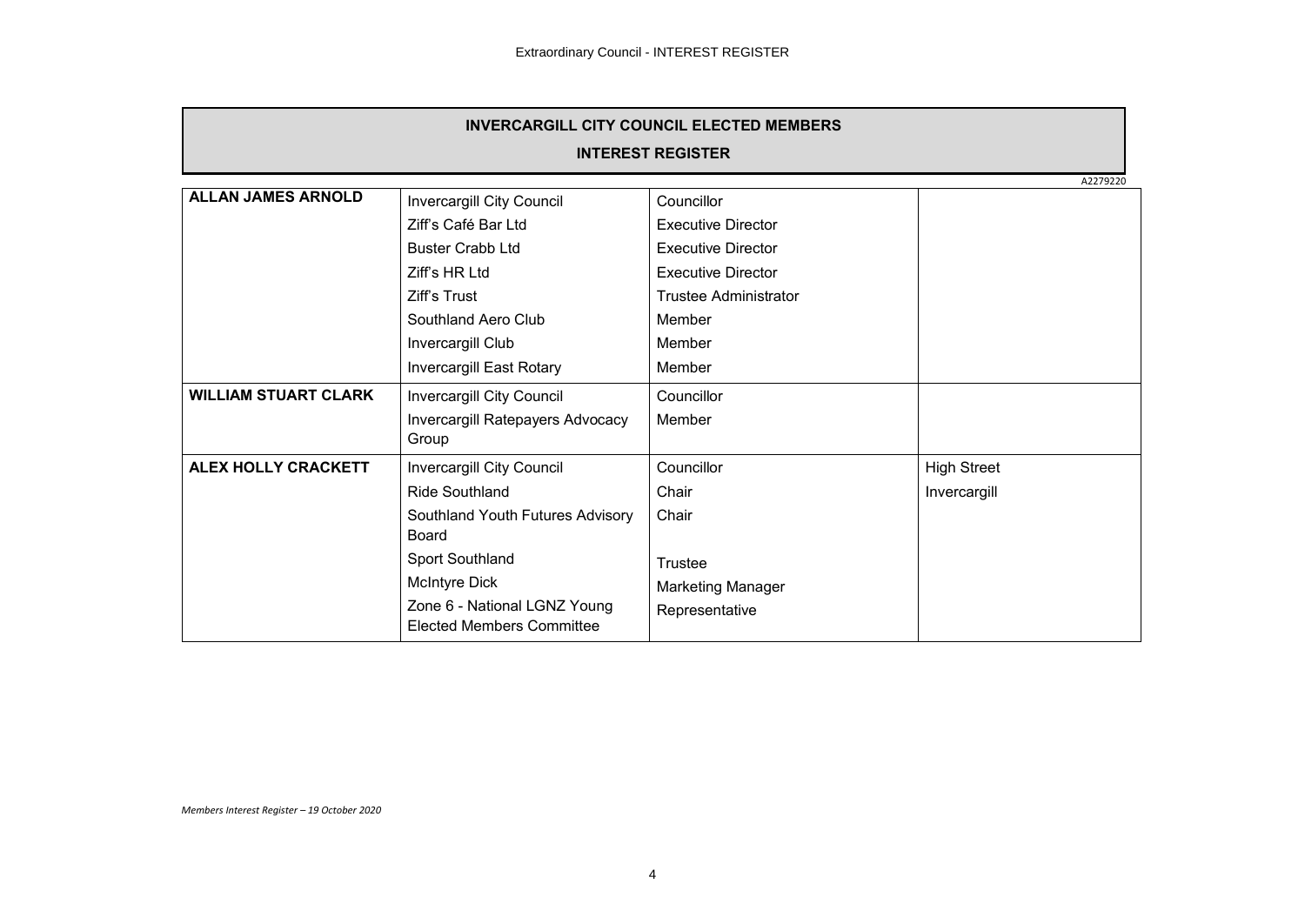## INVERCARGILL CITY COUNCIL ELECTED MEMBERS

## INTEREST REGISTER

A2279220

| | | | |
|---|---|---|---|
| **ALLAN JAMES ARNOLD** | Invercargill City Council | Councillor | |
| | Ziff's Café Bar Ltd | Executive Director | |
| | Buster Crabb Ltd | Executive Director | |
| | Ziff's HR Ltd | Executive Director | |
| | Ziff's Trust | Trustee Administrator | |
| | Southland Aero Club | Member | |
| | Invercargill Club | Member | |
| | Invercargill East Rotary | Member | |
| **WILLIAM STUART CLARK** | Invercargill City Council | Councillor | |
| | Invercargill Ratepayers Advocacy Group | Member | |
| **ALEX HOLLY CRACKETT** | Invercargill City Council | Councillor | High Street |
| | Ride Southland | Chair | Invercargill |
| | Southland Youth Futures Advisory Board | Chair | |
| | Sport Southland | Trustee | |
| | McIntyre Dick | Marketing Manager | |
| | Zone 6 - National LGNZ Young Elected Members Committee | Representative | |

*Members Interest Register – 19 October 2020*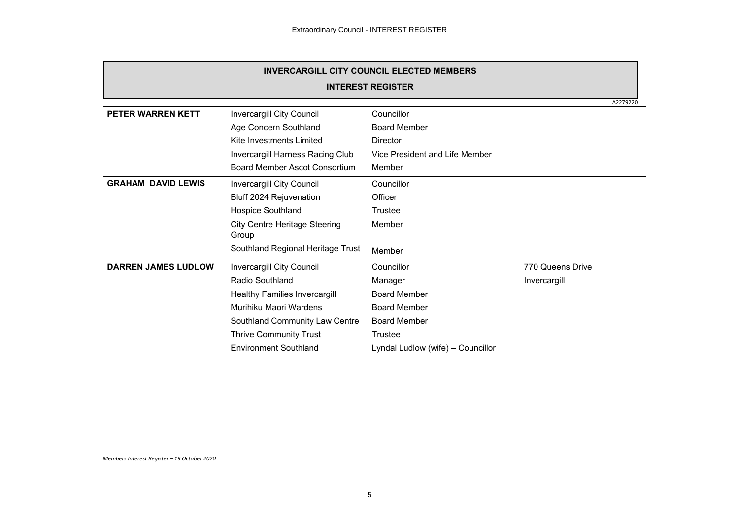Extraordinary Council - INTEREST REGISTER

## INVERCARGILL CITY COUNCIL ELECTED MEMBERS

### INTEREST REGISTER

A2279220

| | | | |
|---|---|---|---|
| **PETER WARREN KETT** | Invercargill City Council | Councillor | |
| | Age Concern Southland | Board Member | |
| | Kite Investments Limited | Director | |
| | Invercargill Harness Racing Club | Vice President and Life Member | |
| | Board Member Ascot Consortium | Member | |
| **GRAHAM DAVID LEWIS** | Invercargill City Council | Councillor | |
| | Bluff 2024 Rejuvenation | Officer | |
| | Hospice Southland | Trustee | |
| | City Centre Heritage Steering Group | Member | |
| | Southland Regional Heritage Trust | Member | |
| **DARREN JAMES LUDLOW** | Invercargill City Council | Councillor | 770 Queens Drive |
| | Radio Southland | Manager | Invercargill |
| | Healthy Families Invercargill | Board Member | |
| | Murihiku Maori Wardens | Board Member | |
| | Southland Community Law Centre | Board Member | |
| | Thrive Community Trust | Trustee | |
| | Environment Southland | Lyndal Ludlow (wife) – Councillor | |

*Members Interest Register – 19 October 2020*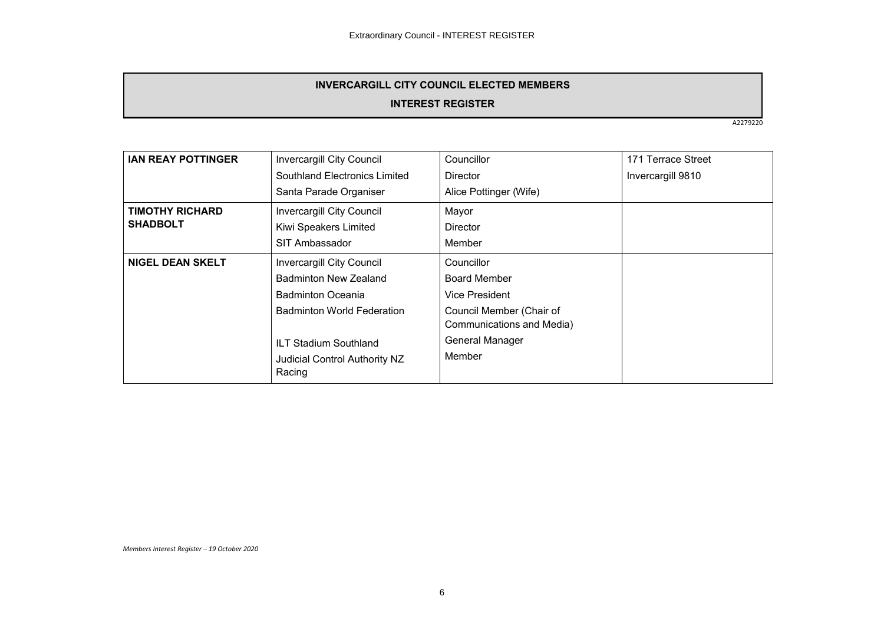**INVERCARGILL CITY COUNCIL ELECTED MEMBERS**

**INTEREST REGISTER**

A2279220

| | | | |
|---|---|---|---|
| **IAN REAY POTTINGER** | Invercargill City Council<br>Southland Electronics Limited<br>Santa Parade Organiser | Councillor<br>Director<br>Alice Pottinger (Wife) | 171 Terrace Street<br>Invercargill 9810 |
| **TIMOTHY RICHARD SHADBOLT** | Invercargill City Council<br>Kiwi Speakers Limited<br>SIT Ambassador | Mayor<br>Director<br>Member | |
| **NIGEL DEAN SKELT** | Invercargill City Council<br>Badminton New Zealand<br>Badminton Oceania<br>Badminton World Federation<br>ILT Stadium Southland<br>Judicial Control Authority NZ Racing | Councillor<br>Board Member<br>Vice President<br>Council Member (Chair of Communications and Media)<br>General Manager<br>Member | |

*Members Interest Register – 19 October 2020*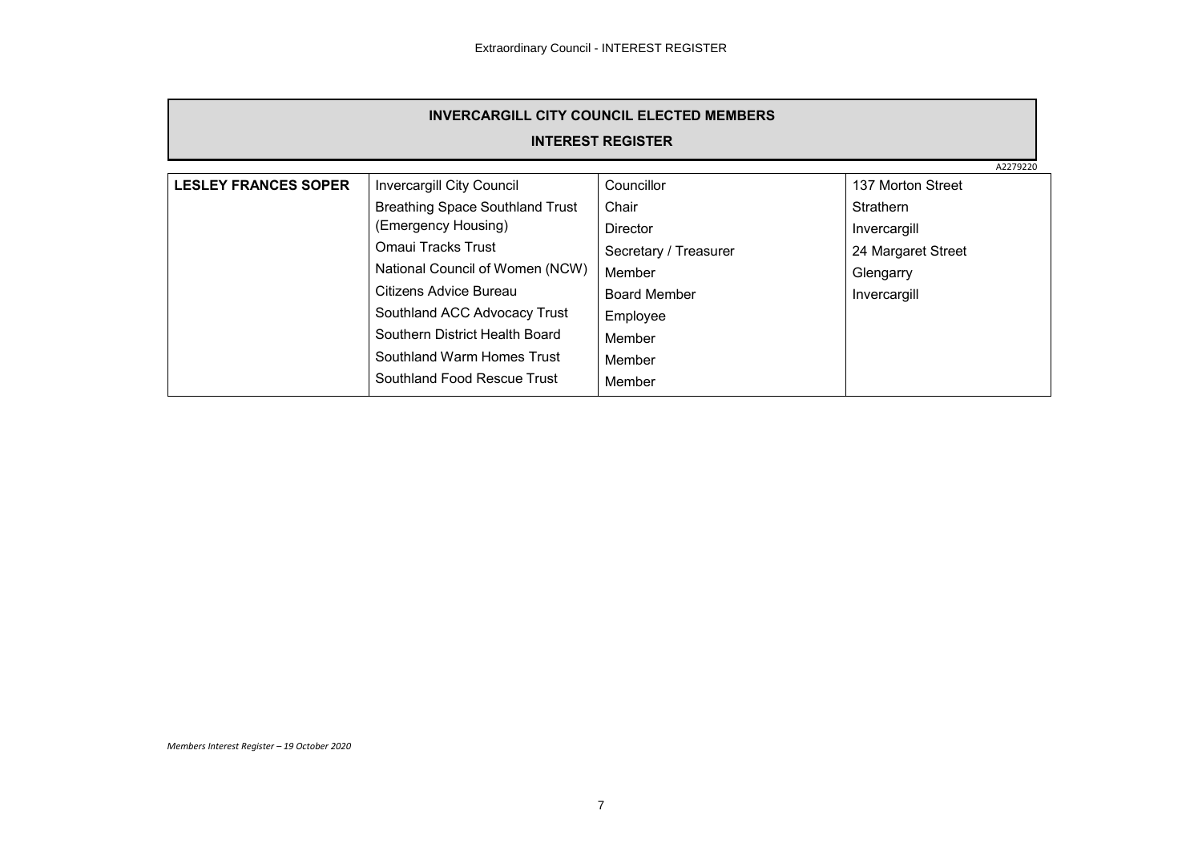Extraordinary Council - INTEREST REGISTER

**INVERCARGILL CITY COUNCIL ELECTED MEMBERS**

**INTEREST REGISTER**

A2279220

| | | | |
|---|---|---|---|
| **LESLEY FRANCES SOPER** | Invercargill City Council | Councillor | 137 Morton Street |
| | Breathing Space Southland Trust | Chair | Strathern |
| | (Emergency Housing) | Director | Invercargill |
| | Omaui Tracks Trust | Secretary / Treasurer | 24 Margaret Street |
| | National Council of Women (NCW) | Member | Glengarry |
| | Citizens Advice Bureau | Board Member | Invercargill |
| | Southland ACC Advocacy Trust | Employee | |
| | Southern District Health Board | Member | |
| | Southland Warm Homes Trust | Member | |
| | Southland Food Rescue Trust | Member | |

*Members Interest Register – 19 October 2020*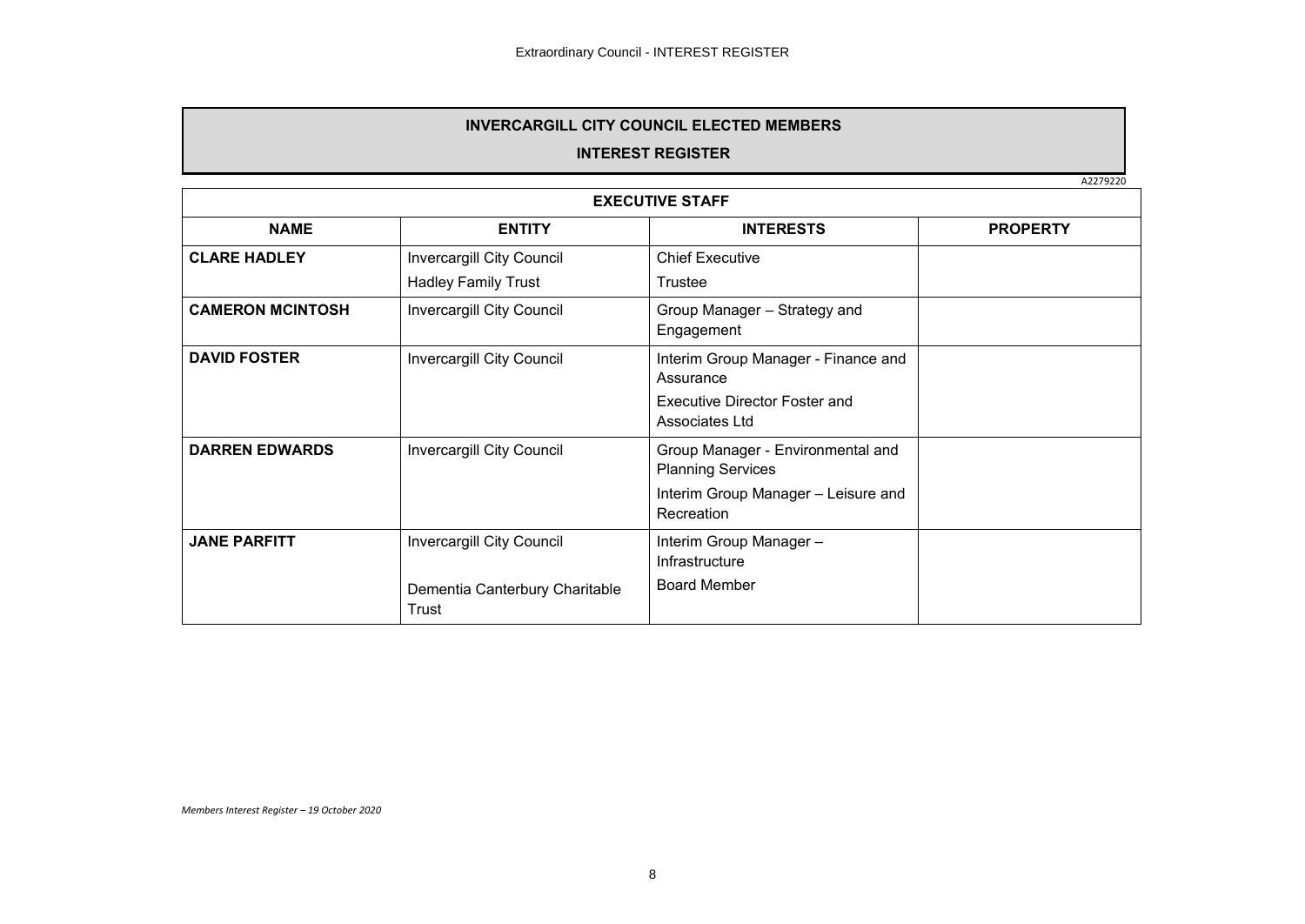# INVERCARGILL CITY COUNCIL ELECTED MEMBERS

## INTEREST REGISTER

A2279220

| EXECUTIVE STAFF | | | |
|---|---|---|---|
| **NAME** | **ENTITY** | **INTERESTS** | **PROPERTY** |
| **CLARE HADLEY** | Invercargill City Council<br>Hadley Family Trust | Chief Executive<br>Trustee | |
| **CAMERON MCINTOSH** | Invercargill City Council | Group Manager – Strategy and Engagement | |
| **DAVID FOSTER** | Invercargill City Council | Interim Group Manager - Finance and Assurance<br>Executive Director Foster and Associates Ltd | |
| **DARREN EDWARDS** | Invercargill City Council | Group Manager - Environmental and Planning Services<br>Interim Group Manager – Leisure and Recreation | |
| **JANE PARFITT** | Invercargill City Council<br>Dementia Canterbury Charitable Trust | Interim Group Manager – Infrastructure<br>Board Member | |

*Members Interest Register – 19 October 2020*